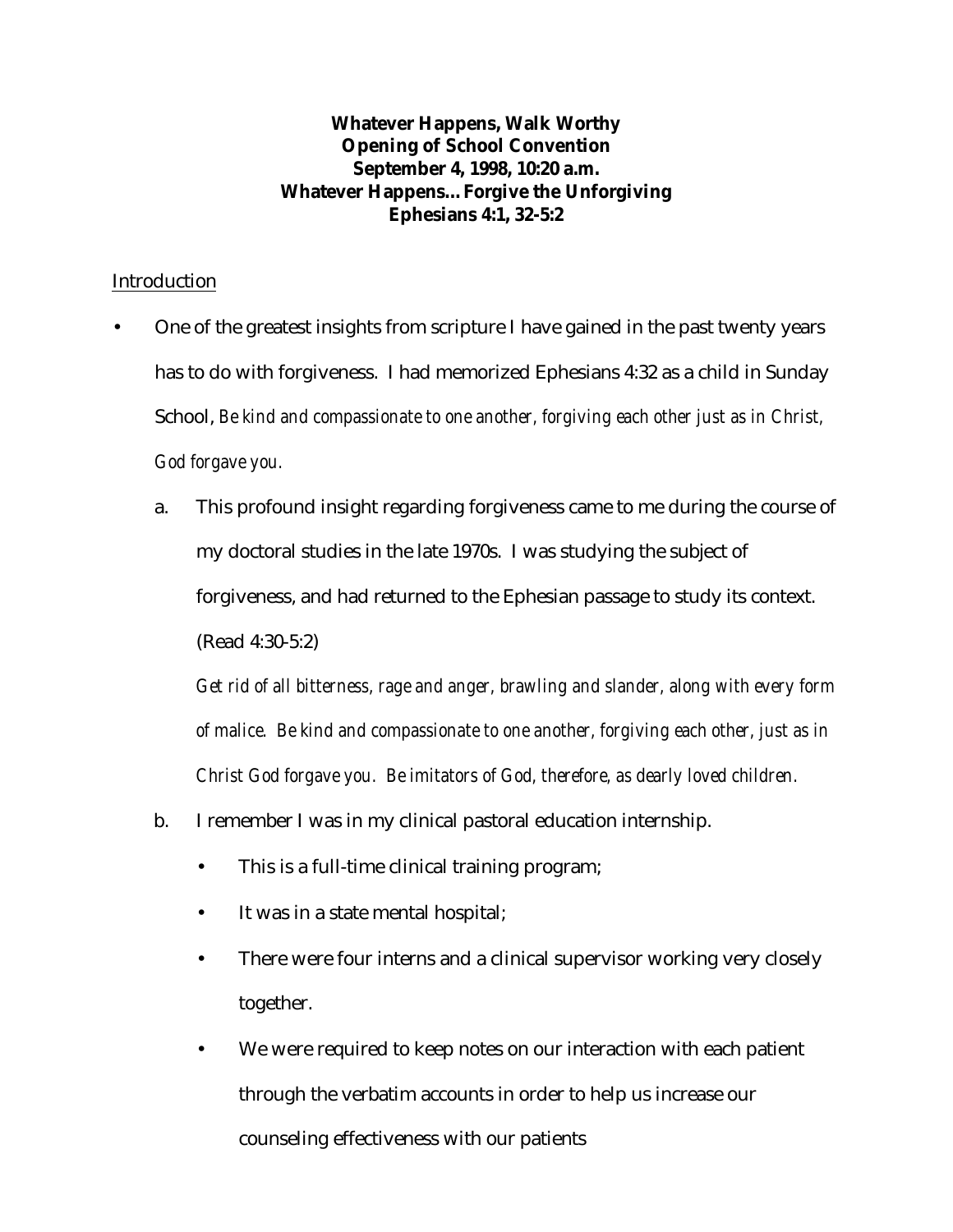**Whatever Happens, Walk Worthy**
**Opening of School Convention**
**September 4, 1998, 10:20 a.m.**
**Whatever Happens…Forgive the Unforgiving**
**Ephesians 4:1, 32-5:2**

Introduction

- One of the greatest insights from scripture I have gained in the past twenty years has to do with forgiveness. I had memorized Ephesians 4:32 as a child in Sunday School, *Be kind and compassionate to one another, forgiving each other just as in Christ, God forgave you.*

  a. This profound insight regarding forgiveness came to me during the course of my doctoral studies in the late 1970s. I was studying the subject of forgiveness, and had returned to the Ephesian passage to study its context. (Read 4:30-5:2)

     *Get rid of all bitterness, rage and anger, brawling and slander, along with every form of malice. Be kind and compassionate to one another, forgiving each other, just as in Christ God forgave you. Be imitators of God, therefore, as dearly loved children.*

  b. I remember I was in my clinical pastoral education internship.

     - This is a full-time clinical training program;
     - It was in a state mental hospital;
     - There were four interns and a clinical supervisor working very closely together.
     - We were required to keep notes on our interaction with each patient through the verbatim accounts in order to help us increase our counseling effectiveness with our patients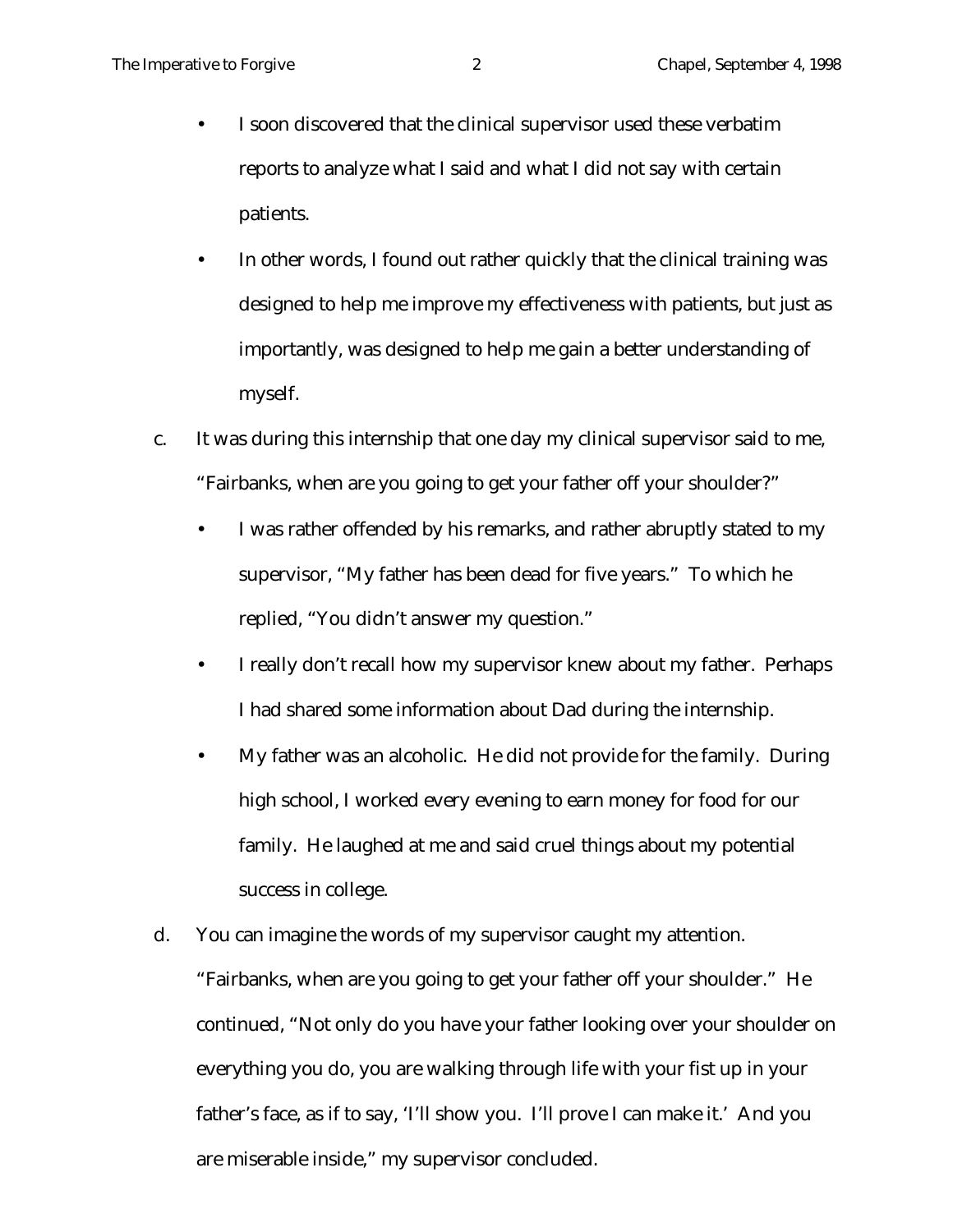- I soon discovered that the clinical supervisor used these verbatim reports to analyze what I said and what I did not say with certain patients.
- In other words, I found out rather quickly that the clinical training was designed to help me improve my effectiveness with patients, but just as importantly, was designed to help me gain a better understanding of myself.

c. It was during this internship that one day my clinical supervisor said to me, "Fairbanks, when are you going to get your father off your shoulder?"

- I was rather offended by his remarks, and rather abruptly stated to my supervisor, "My father has been dead for five years." To which he replied, "You didn't answer my question."
- I really don't recall how my supervisor knew about my father. Perhaps I had shared some information about Dad during the internship.
- My father was an alcoholic. He did not provide for the family. During high school, I worked every evening to earn money for food for our family. He laughed at me and said cruel things about my potential success in college.

d. You can imagine the words of my supervisor caught my attention. "Fairbanks, when are you going to get your father off your shoulder." He continued, "Not only do you have your father looking over your shoulder on everything you do, you are walking through life with your fist up in your father's face, as if to say, 'I'll show you. I'll prove I can make it.' And you are miserable inside," my supervisor concluded.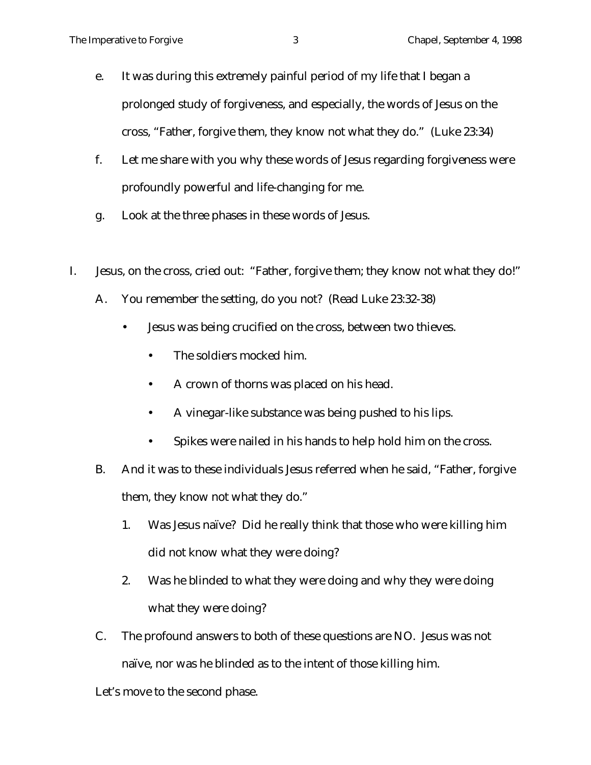e. It was during this extremely painful period of my life that I began a prolonged study of forgiveness, and especially, the words of Jesus on the cross, "Father, forgive them, they know not what they do." (Luke 23:34)

f. Let me share with you why these words of Jesus regarding forgiveness were profoundly powerful and life-changing for me.

g. Look at the three phases in these words of Jesus.

I. Jesus, on the cross, cried out: "Father, forgive them; they know not what they do!"

   A. You remember the setting, do you not? (Read Luke 23:32-38)

   - Jesus was being crucified on the cross, between two thieves.
     - The soldiers mocked him.
     - A crown of thorns was placed on his head.
     - A vinegar-like substance was being pushed to his lips.
     - Spikes were nailed in his hands to help hold him on the cross.

   B. And it was to these individuals Jesus referred when he said, "Father, forgive them, they know not what they do."

      1. Was Jesus naïve? Did he really think that those who were killing him did not know what they were doing?

      2. Was he blinded to what they were doing and why they were doing what they were doing?

   C. The profound answers to both of these questions are NO. Jesus was not naïve, nor was he blinded as to the intent of those killing him.

Let's move to the second phase.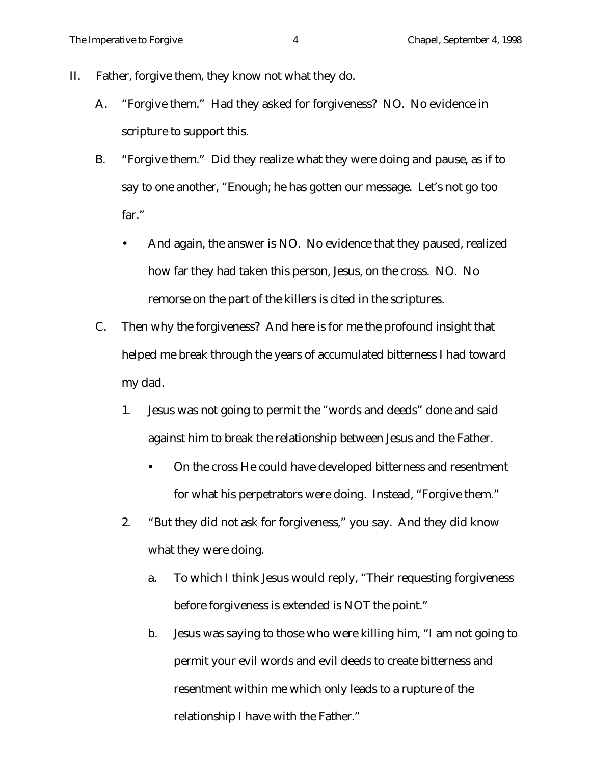II. Father, forgive them, they know not what they do.

   A. "Forgive them." Had they asked for forgiveness? NO. No evidence in scripture to support this.

   B. "Forgive them." Did they realize what they were doing and pause, as if to say to one another, "Enough; he has gotten our message. Let's not go too far."

      - And again, the answer is NO. No evidence that they paused, realized how far they had taken this person, Jesus, on the cross. NO. No remorse on the part of the killers is cited in the scriptures.

   C. Then why the forgiveness? And here is for me the profound insight that helped me break through the years of accumulated bitterness I had toward my dad.

      1. Jesus was not going to permit the "words and deeds" done and said against him to break the relationship between Jesus and the Father.

         - On the cross He could have developed bitterness and resentment for what his perpetrators were doing. Instead, "Forgive them."

      2. "But they did not ask for forgiveness," you say. And they did know what they were doing.

         a. To which I think Jesus would reply, "Their requesting forgiveness before forgiveness is extended is NOT the point."

         b. Jesus was saying to those who were killing him, "I am not going to permit your evil words and evil deeds to create bitterness and resentment within me which only leads to a rupture of the relationship I have with the Father."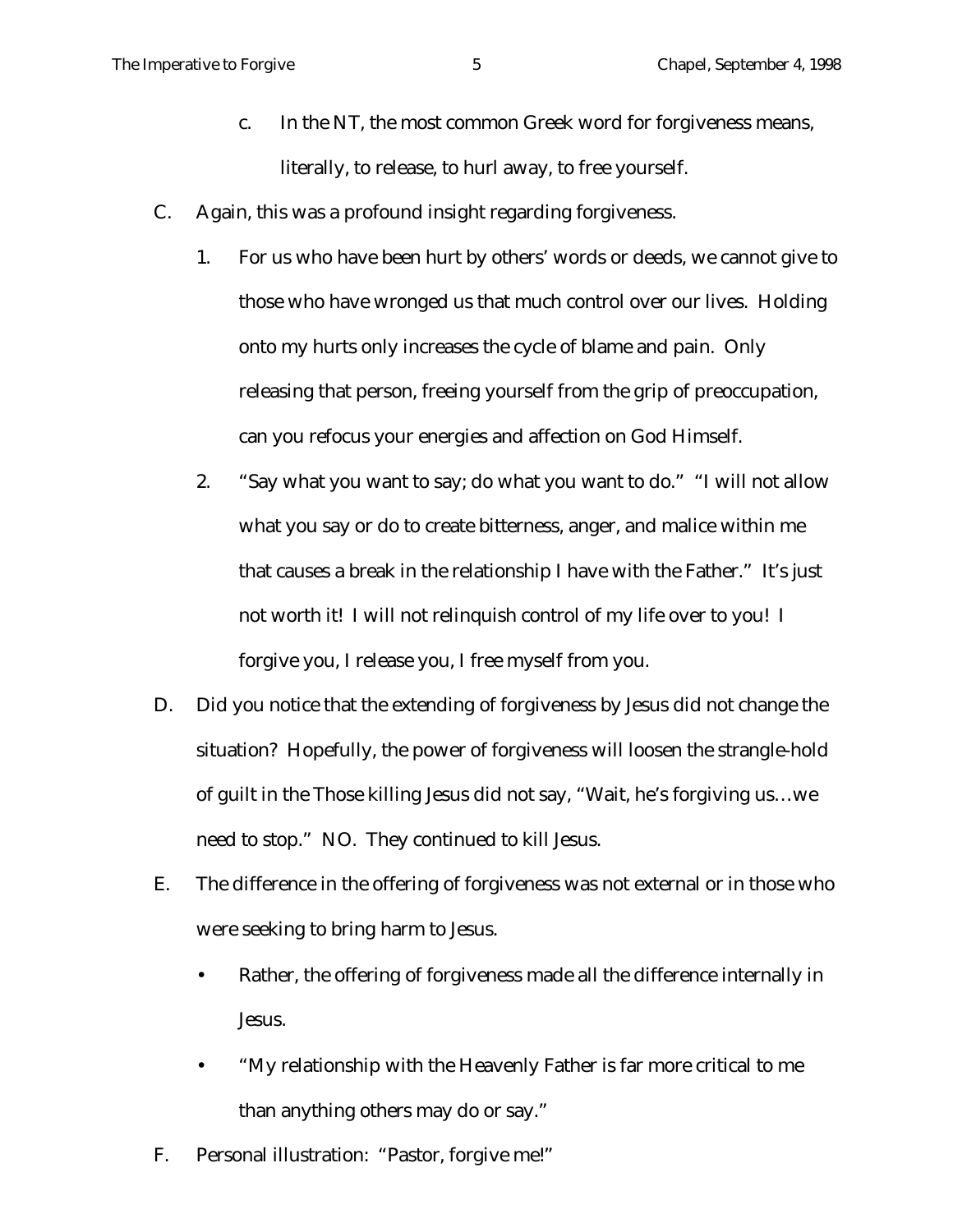c. In the NT, the most common Greek word for forgiveness means, literally, to release, to hurl away, to free yourself.

C. Again, this was a profound insight regarding forgiveness.

1. For us who have been hurt by others' words or deeds, we cannot give to those who have wronged us that much control over our lives. Holding onto my hurts only increases the cycle of blame and pain. Only releasing that person, freeing yourself from the grip of preoccupation, can you refocus your energies and affection on God Himself.

2. "Say what you want to say; do what you want to do." "I will not allow what you say or do to create bitterness, anger, and malice within me that causes a break in the relationship I have with the Father." It's just not worth it! I will not relinquish control of my life over to you! I forgive you, I release you, I free myself from you.

D. Did you notice that the extending of forgiveness by Jesus did not change the situation? Hopefully, the power of forgiveness will loosen the strangle-hold of guilt in the Those killing Jesus did not say, "Wait, he's forgiving us…we need to stop." NO. They continued to kill Jesus.

E. The difference in the offering of forgiveness was not external or in those who were seeking to bring harm to Jesus.

- Rather, the offering of forgiveness made all the difference internally in Jesus.
- "My relationship with the Heavenly Father is far more critical to me than anything others may do or say."

F. Personal illustration: "Pastor, forgive me!"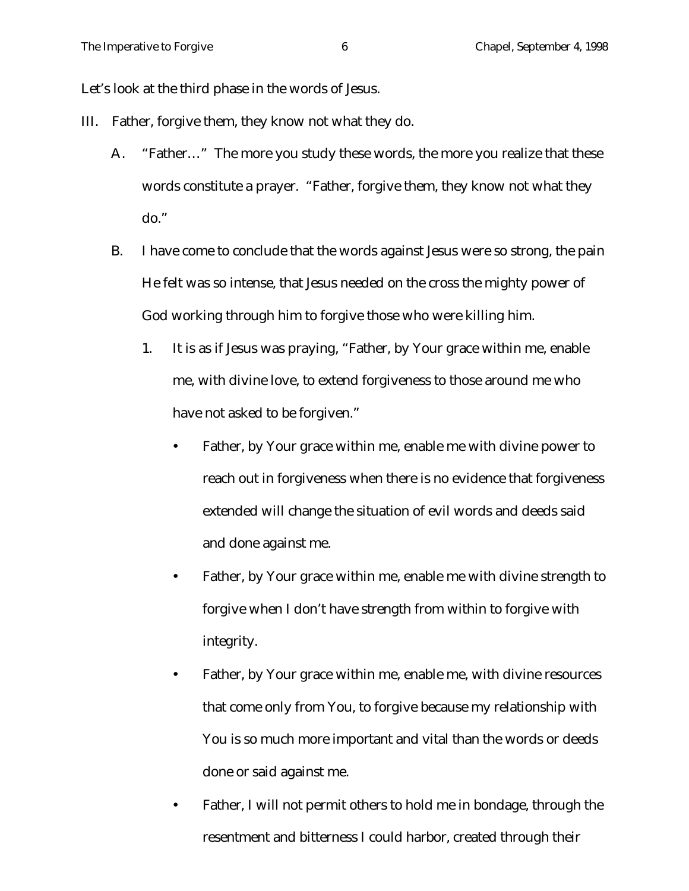Let's look at the third phase in the words of Jesus.

III. Father, forgive them, they know not what they do.

   A. "Father…" The more you study these words, the more you realize that these words constitute a prayer. "Father, forgive them, they know not what they do."

   B. I have come to conclude that the words against Jesus were so strong, the pain He felt was so intense, that Jesus needed on the cross the mighty power of God working through him to forgive those who were killing him.

      1. It is as if Jesus was praying, "Father, by Your grace within me, enable me, with divine love, to extend forgiveness to those around me who have not asked to be forgiven."

         - Father, by Your grace within me, enable me with divine power to reach out in forgiveness when there is no evidence that forgiveness extended will change the situation of evil words and deeds said and done against me.
         - Father, by Your grace within me, enable me with divine strength to forgive when I don't have strength from within to forgive with integrity.
         - Father, by Your grace within me, enable me, with divine resources that come only from You, to forgive because my relationship with You is so much more important and vital than the words or deeds done or said against me.
         - Father, I will not permit others to hold me in bondage, through the resentment and bitterness I could harbor, created through their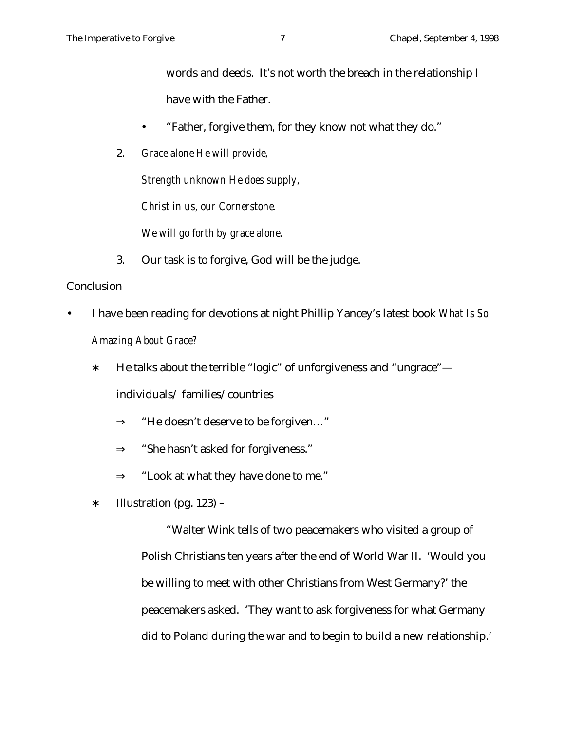words and deeds. It's not worth the breach in the relationship I have with the Father.

- "Father, forgive them, for they know not what they do."

2. *Grace alone He will provide,*

   *Strength unknown He does supply,*

   *Christ in us, our Cornerstone.*

   *We will go forth by grace alone.*

3. Our task is to forgive, God will be the judge.

Conclusion

- I have been reading for devotions at night Phillip Yancey's latest book *What Is So Amazing About Grace?*
    - ∗ He talks about the terrible "logic" of unforgiveness and "ungrace"—individuals/ families/ countries
        - ⇒ "He doesn't deserve to be forgiven…"
        - ⇒ "She hasn't asked for forgiveness."
        - ⇒ "Look at what they have done to me."
    - ∗ Illustration (pg. 123) –

        "Walter Wink tells of two peacemakers who visited a group of Polish Christians ten years after the end of World War II. 'Would you be willing to meet with other Christians from West Germany?' the peacemakers asked. 'They want to ask forgiveness for what Germany did to Poland during the war and to begin to build a new relationship.'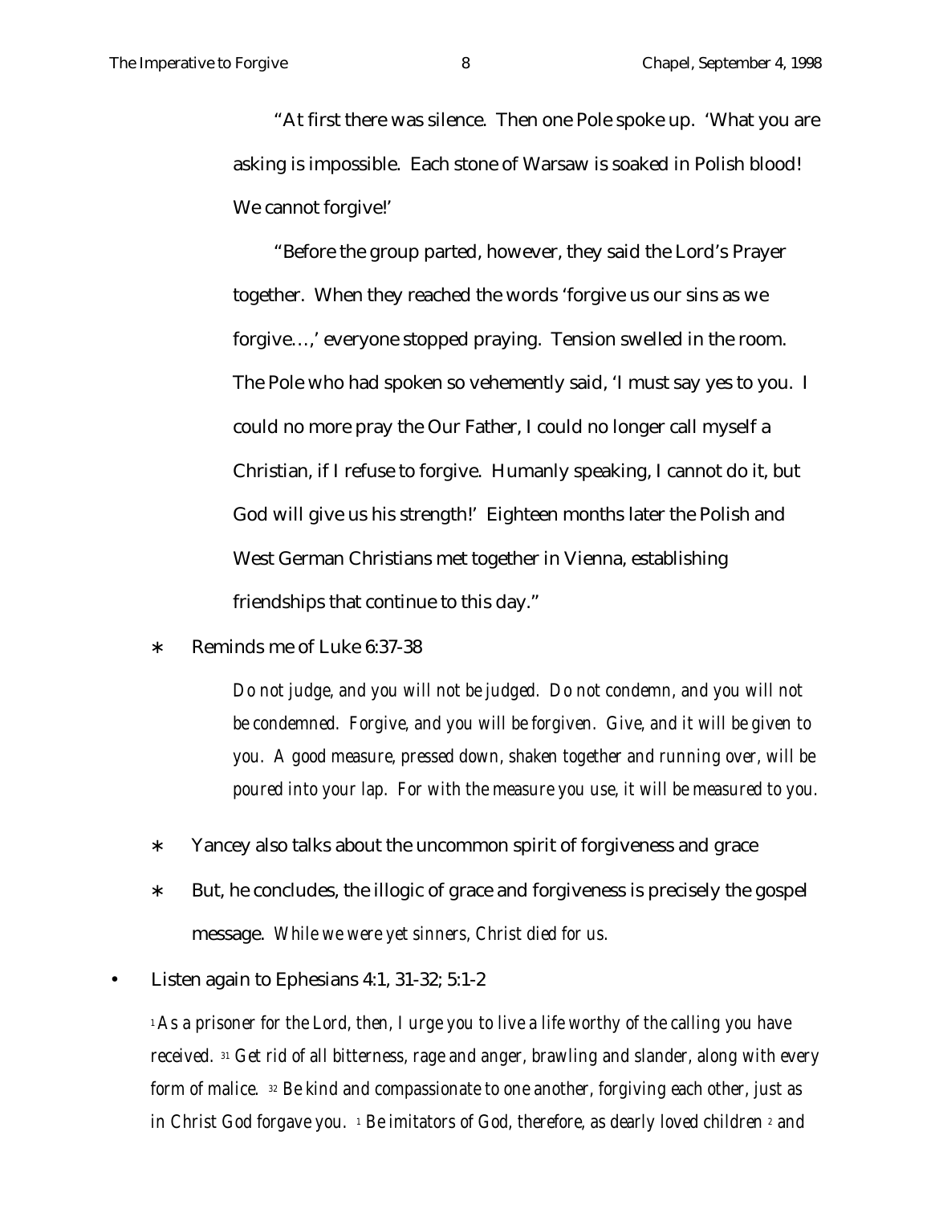"At first there was silence. Then one Pole spoke up. 'What you are asking is impossible. Each stone of Warsaw is soaked in Polish blood! We cannot forgive!'

"Before the group parted, however, they said the Lord's Prayer together. When they reached the words 'forgive us our sins as we forgive…,' everyone stopped praying. Tension swelled in the room. The Pole who had spoken so vehemently said, 'I must say yes to you. I could no more pray the Our Father, I could no longer call myself a Christian, if I refuse to forgive. Humanly speaking, I cannot do it, but God will give us his strength!' Eighteen months later the Polish and West German Christians met together in Vienna, establishing friendships that continue to this day."

- Reminds me of Luke 6:37-38

  > *Do not judge, and you will not be judged. Do not condemn, and you will not be condemned. Forgive, and you will be forgiven. Give, and it will be given to you. A good measure, pressed down, shaken together and running over, will be poured into your lap. For with the measure you use, it will be measured to you.*

- Yancey also talks about the uncommon spirit of forgiveness and grace
- But, he concludes, the illogic of grace and forgiveness is precisely the gospel message. *While we were yet sinners, Christ died for us.*

- Listen again to Ephesians 4:1, 31-32; 5:1-2

*[1] As a prisoner for the Lord, then, I urge you to live a life worthy of the calling you have received. [31] Get rid of all bitterness, rage and anger, brawling and slander, along with every form of malice. [32] Be kind and compassionate to one another, forgiving each other, just as in Christ God forgave you. [1] Be imitators of God, therefore, as dearly loved children [2] and*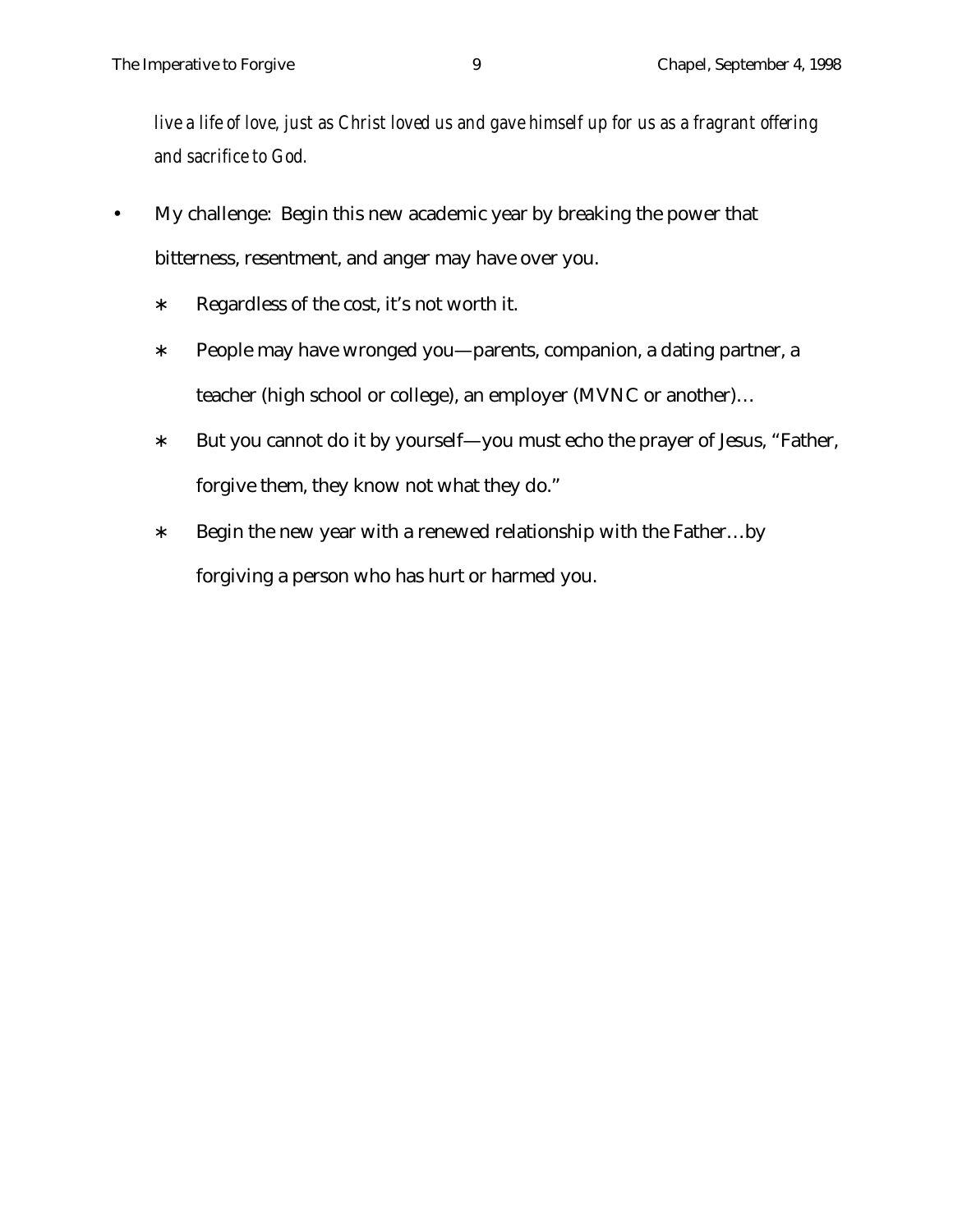*live a life of love, just as Christ loved us and gave himself up for us as a fragrant offering and sacrifice to God.*

- My challenge: Begin this new academic year by breaking the power that bitterness, resentment, and anger may have over you.
  - Regardless of the cost, it's not worth it.
  - People may have wronged you—parents, companion, a dating partner, a teacher (high school or college), an employer (MVNC or another)…
  - But you cannot do it by yourself—you must echo the prayer of Jesus, "Father, forgive them, they know not what they do."
  - Begin the new year with a renewed relationship with the Father…by forgiving a person who has hurt or harmed you.